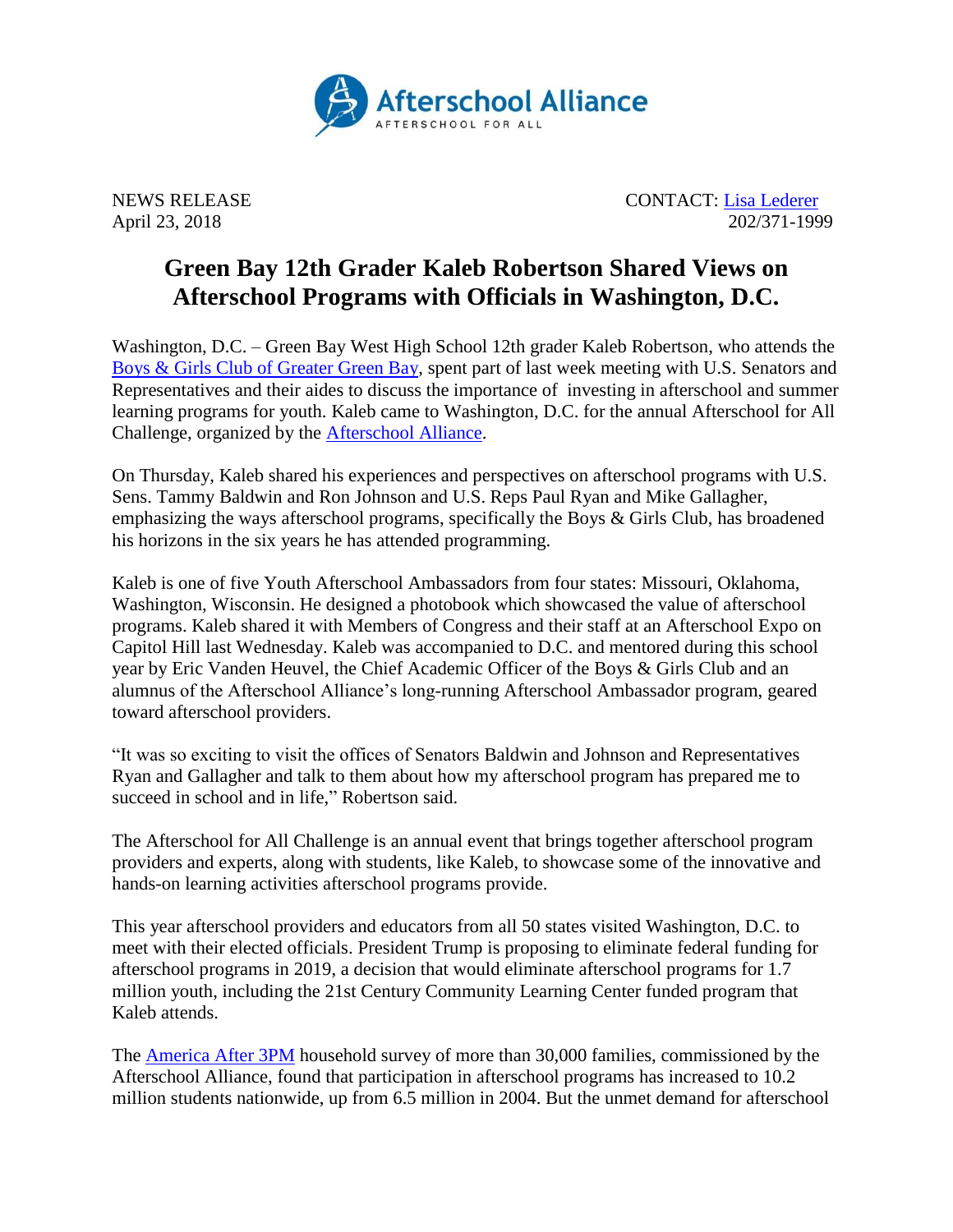Afterschool Alliance
AFTERSCHOOL FOR ALL

NEWS RELEASE
April 23, 2018

CONTACT: [Lisa Lederer]
202/371-1999

# Green Bay 12th Grader Kaleb Robertson Shared Views on Afterschool Programs with Officials in Washington, D.C.

Washington, D.C. – Green Bay West High School 12th grader Kaleb Robertson, who attends the [Boys & Girls Club of Greater Green Bay], spent part of last week meeting with U.S. Senators and Representatives and their aides to discuss the importance of investing in afterschool and summer learning programs for youth. Kaleb came to Washington, D.C. for the annual Afterschool for All Challenge, organized by the [Afterschool Alliance].

On Thursday, Kaleb shared his experiences and perspectives on afterschool programs with U.S. Sens. Tammy Baldwin and Ron Johnson and U.S. Reps Paul Ryan and Mike Gallagher, emphasizing the ways afterschool programs, specifically the Boys & Girls Club, has broadened his horizons in the six years he has attended programming.

Kaleb is one of five Youth Afterschool Ambassadors from four states: Missouri, Oklahoma, Washington, Wisconsin. He designed a photobook which showcased the value of afterschool programs. Kaleb shared it with Members of Congress and their staff at an Afterschool Expo on Capitol Hill last Wednesday. Kaleb was accompanied to D.C. and mentored during this school year by Eric Vanden Heuvel, the Chief Academic Officer of the Boys & Girls Club and an alumnus of the Afterschool Alliance's long-running Afterschool Ambassador program, geared toward afterschool providers.

"It was so exciting to visit the offices of Senators Baldwin and Johnson and Representatives Ryan and Gallagher and talk to them about how my afterschool program has prepared me to succeed in school and in life," Robertson said.

The Afterschool for All Challenge is an annual event that brings together afterschool program providers and experts, along with students, like Kaleb, to showcase some of the innovative and hands-on learning activities afterschool programs provide.

This year afterschool providers and educators from all 50 states visited Washington, D.C. to meet with their elected officials. President Trump is proposing to eliminate federal funding for afterschool programs in 2019, a decision that would eliminate afterschool programs for 1.7 million youth, including the 21st Century Community Learning Center funded program that Kaleb attends.

The [America After 3PM] household survey of more than 30,000 families, commissioned by the Afterschool Alliance, found that participation in afterschool programs has increased to 10.2 million students nationwide, up from 6.5 million in 2004. But the unmet demand for afterschool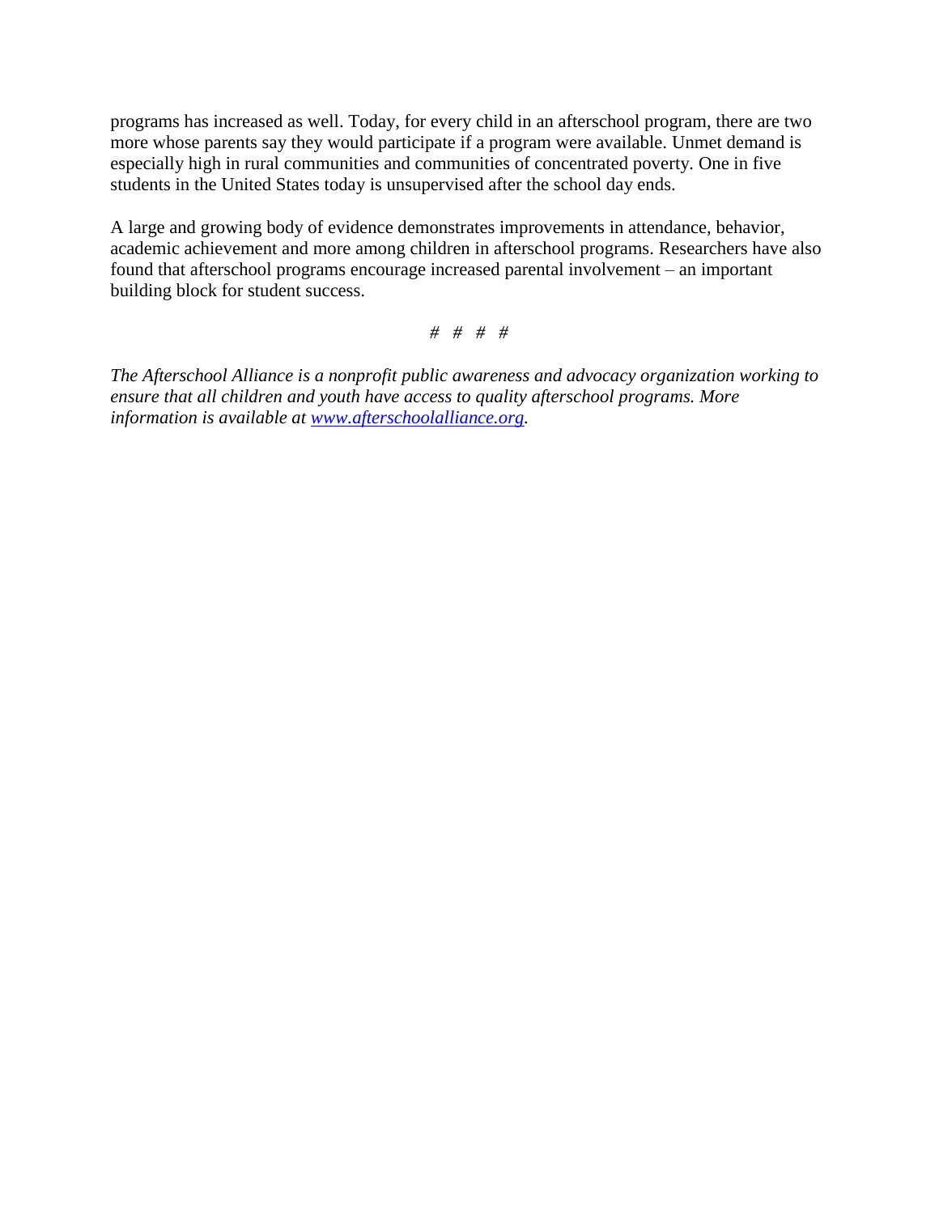programs has increased as well. Today, for every child in an afterschool program, there are two more whose parents say they would participate if a program were available. Unmet demand is especially high in rural communities and communities of concentrated poverty. One in five students in the United States today is unsupervised after the school day ends.

A large and growing body of evidence demonstrates improvements in attendance, behavior, academic achievement and more among children in afterschool programs. Researchers have also found that afterschool programs encourage increased parental involvement – an important building block for student success.

*# # # #*

*The Afterschool Alliance is a nonprofit public awareness and advocacy organization working to ensure that all children and youth have access to quality afterschool programs. More information is available at [www.afterschoolalliance.org](http://www.afterschoolalliance.org).*